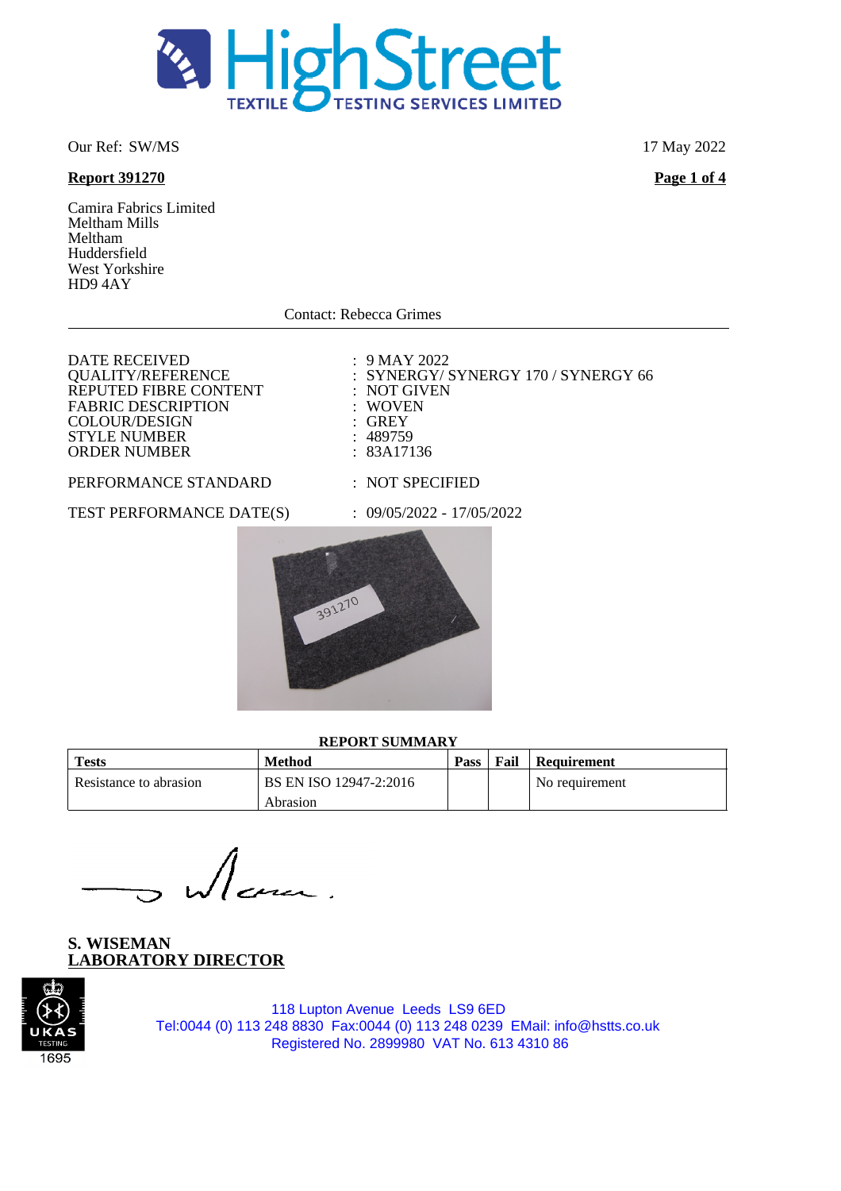# HighStreet TEXTILE TESTING SERVICES LIMITED

Our Ref: SW/MS

17 May 2022

**Report 391270**

Camira Fabrics Limited
Meltham Mills
Meltham
Huddersfield
West Yorkshire
HD9 4AY

Contact: Rebecca Grimes

---

| | |
|---|---|
| DATE RECEIVED | : 9 MAY 2022 |
| QUALITY/REFERENCE | : SYNERGY/ SYNERGY 170 / SYNERGY 66 |
| REPUTED FIBRE CONTENT | : NOT GIVEN |
| FABRIC DESCRIPTION | : WOVEN |
| COLOUR/DESIGN | : GREY |
| STYLE NUMBER | : 489759 |
| ORDER NUMBER | : 83A17136 |
| PERFORMANCE STANDARD | : NOT SPECIFIED |
| TEST PERFORMANCE DATE(S) | : 09/05/2022 - 17/05/2022 |

**REPORT SUMMARY**

| Tests | Method | Pass | Fail | Requirement |
|---|---|---|---|---|
| Resistance to abrasion | BS EN ISO 12947-2:2016 Abrasion | | | No requirement |

**S. WISEMAN**
**LABORATORY DIRECTOR**

UKAS TESTING 1695

118 Lupton Avenue Leeds LS9 6ED
Tel:0044 (0) 113 248 8830 Fax:0044 (0) 113 248 0239 EMail: info@hstts.co.uk
Registered No. 2899980 VAT No. 613 4310 86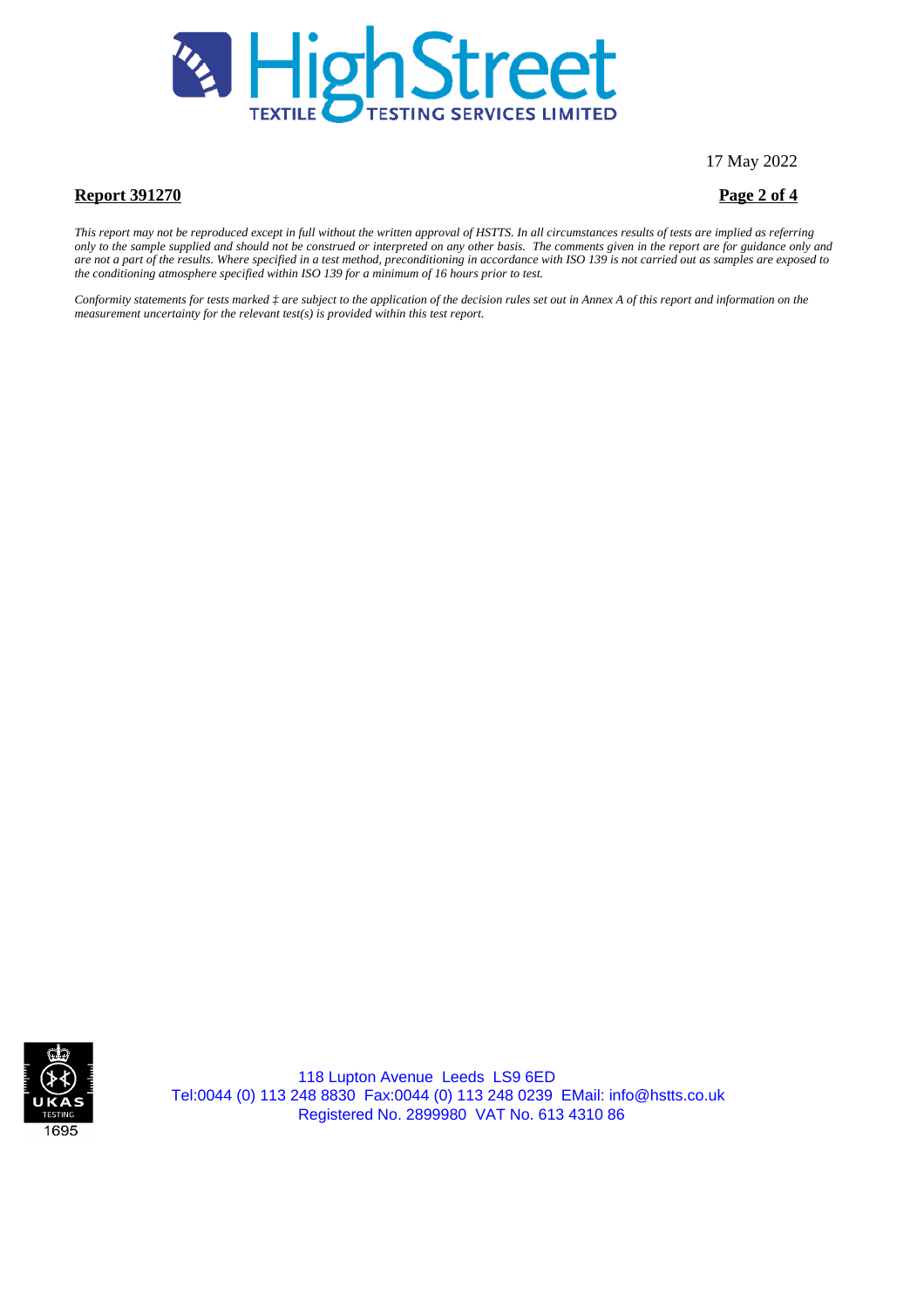17 May 2022

**Report 391270**

*This report may not be reproduced except in full without the written approval of HSTTS. In all circumstances results of tests are implied as referring only to the sample supplied and should not be construed or interpreted on any other basis. The comments given in the report are for guidance only and are not a part of the results. Where specified in a test method, preconditioning in accordance with ISO 139 is not carried out as samples are exposed to the conditioning atmosphere specified within ISO 139 for a minimum of 16 hours prior to test.*

*Conformity statements for tests marked ‡ are subject to the application of the decision rules set out in Annex A of this report and information on the measurement uncertainty for the relevant test(s) is provided within this test report.*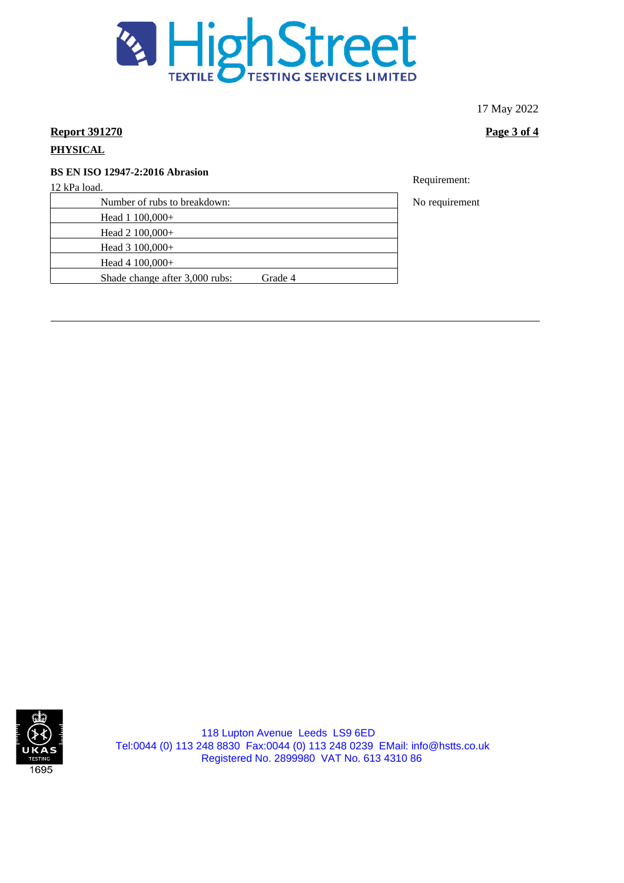17 May 2022

**Report 391270**

**PHYSICAL**

**BS EN ISO 12947-2:2016 Abrasion**

12 kPa load.

| Number of rubs to breakdown: | |
|---|---|
| Head 1 100,000+ | |
| Head 2 100,000+ | |
| Head 3 100,000+ | |
| Head 4 100,000+ | |
| Shade change after 3,000 rubs: | Grade 4 |

Requirement:

No requirement

118 Lupton Avenue Leeds LS9 6ED
Tel:0044 (0) 113 248 8830 Fax:0044 (0) 113 248 0239 EMail: info@hstts.co.uk
Registered No. 2899980 VAT No. 613 4310 86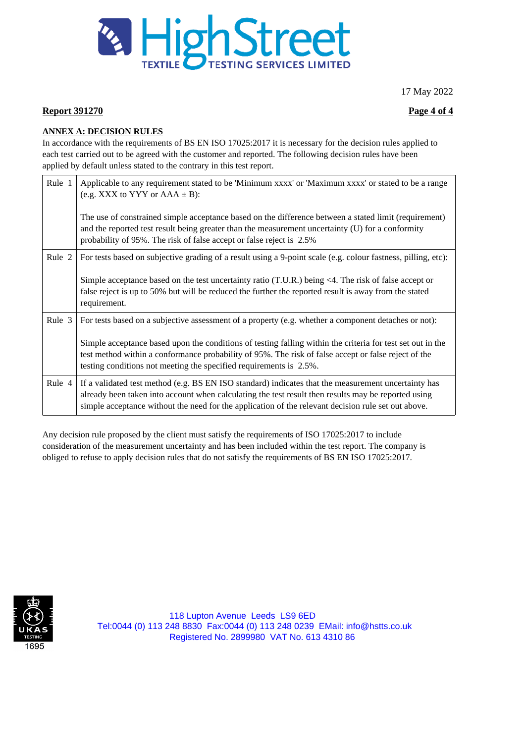17 May 2022

**Report 391270**

## ANNEX A: DECISION RULES

In accordance with the requirements of BS EN ISO 17025:2017 it is necessary for the decision rules applied to each test carried out to be agreed with the customer and reported. The following decision rules have been applied by default unless stated to the contrary in this test report.

| | |
|---|---|
| Rule 1 | Applicable to any requirement stated to be 'Minimum xxxx' or 'Maximum xxxx' or stated to be a range (e.g. XXX to YYY or AAA ± B):<br><br>The use of constrained simple acceptance based on the difference between a stated limit (requirement) and the reported test result being greater than the measurement uncertainty (U) for a conformity probability of 95%. The risk of false accept or false reject is 2.5% |
| Rule 2 | For tests based on subjective grading of a result using a 9-point scale (e.g. colour fastness, pilling, etc):<br><br>Simple acceptance based on the test uncertainty ratio (T.U.R.) being <4. The risk of false accept or false reject is up to 50% but will be reduced the further the reported result is away from the stated requirement. |
| Rule 3 | For tests based on a subjective assessment of a property (e.g. whether a component detaches or not):<br><br>Simple acceptance based upon the conditions of testing falling within the criteria for test set out in the test method within a conformance probability of 95%. The risk of false accept or false reject of the testing conditions not meeting the specified requirements is 2.5%. |
| Rule 4 | If a validated test method (e.g. BS EN ISO standard) indicates that the measurement uncertainty has already been taken into account when calculating the test result then results may be reported using simple acceptance without the need for the application of the relevant decision rule set out above. |

Any decision rule proposed by the client must satisfy the requirements of ISO 17025:2017 to include consideration of the measurement uncertainty and has been included within the test report. The company is obliged to refuse to apply decision rules that do not satisfy the requirements of BS EN ISO 17025:2017.